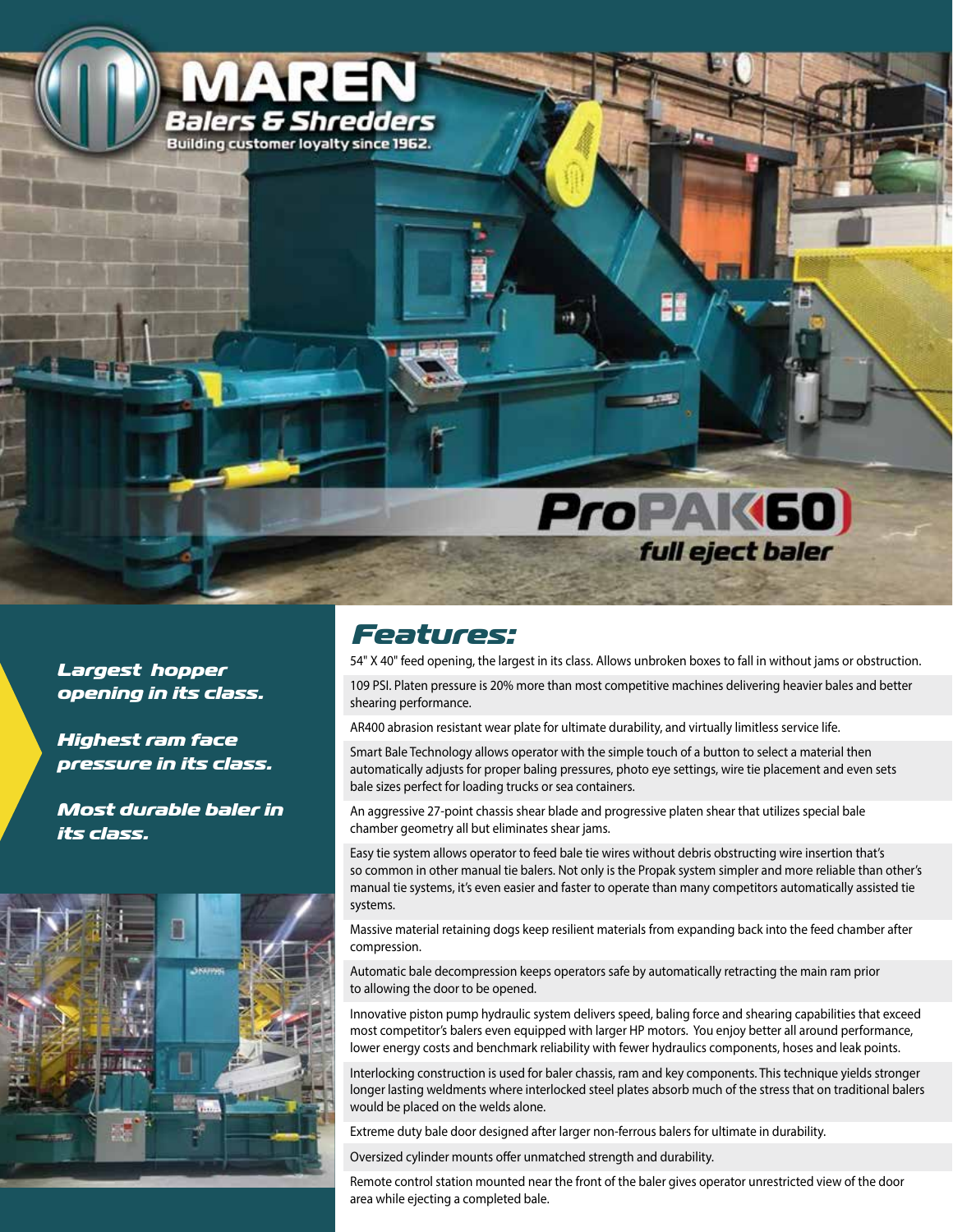# MAREN

**Balers & Shredders**

Building customer loyalty since 1962.

## ProPAK 60

*full eject baler*

***Largest hopper opening in its class.***

***Highest ram face pressure in its class.***

***Most durable baler in its class.***

## Features:

54" X 40" feed opening, the largest in its class. Allows unbroken boxes to fall in without jams or obstruction.

109 PSI. Platen pressure is 20% more than most competitive machines delivering heavier bales and better shearing performance.

AR400 abrasion resistant wear plate for ultimate durability, and virtually limitless service life.

Smart Bale Technology allows operator with the simple touch of a button to select a material then automatically adjusts for proper baling pressures, photo eye settings, wire tie placement and even sets bale sizes perfect for loading trucks or sea containers.

An aggressive 27-point chassis shear blade and progressive platen shear that utilizes special bale chamber geometry all but eliminates shear jams.

Easy tie system allows operator to feed bale tie wires without debris obstructing wire insertion that's so common in other manual tie balers. Not only is the Propak system simpler and more reliable than other's manual tie systems, it's even easier and faster to operate than many competitors automatically assisted tie systems.

Massive material retaining dogs keep resilient materials from expanding back into the feed chamber after compression.

Automatic bale decompression keeps operators safe by automatically retracting the main ram prior to allowing the door to be opened.

Innovative piston pump hydraulic system delivers speed, baling force and shearing capabilities that exceed most competitor's balers even equipped with larger HP motors. You enjoy better all around performance, lower energy costs and benchmark reliability with fewer hydraulics components, hoses and leak points.

Interlocking construction is used for baler chassis, ram and key components. This technique yields stronger longer lasting weldments where interlocked steel plates absorb much of the stress that on traditional balers would be placed on the welds alone.

Extreme duty bale door designed after larger non-ferrous balers for ultimate in durability.

Oversized cylinder mounts offer unmatched strength and durability.

Remote control station mounted near the front of the baler gives operator unrestricted view of the door area while ejecting a completed bale.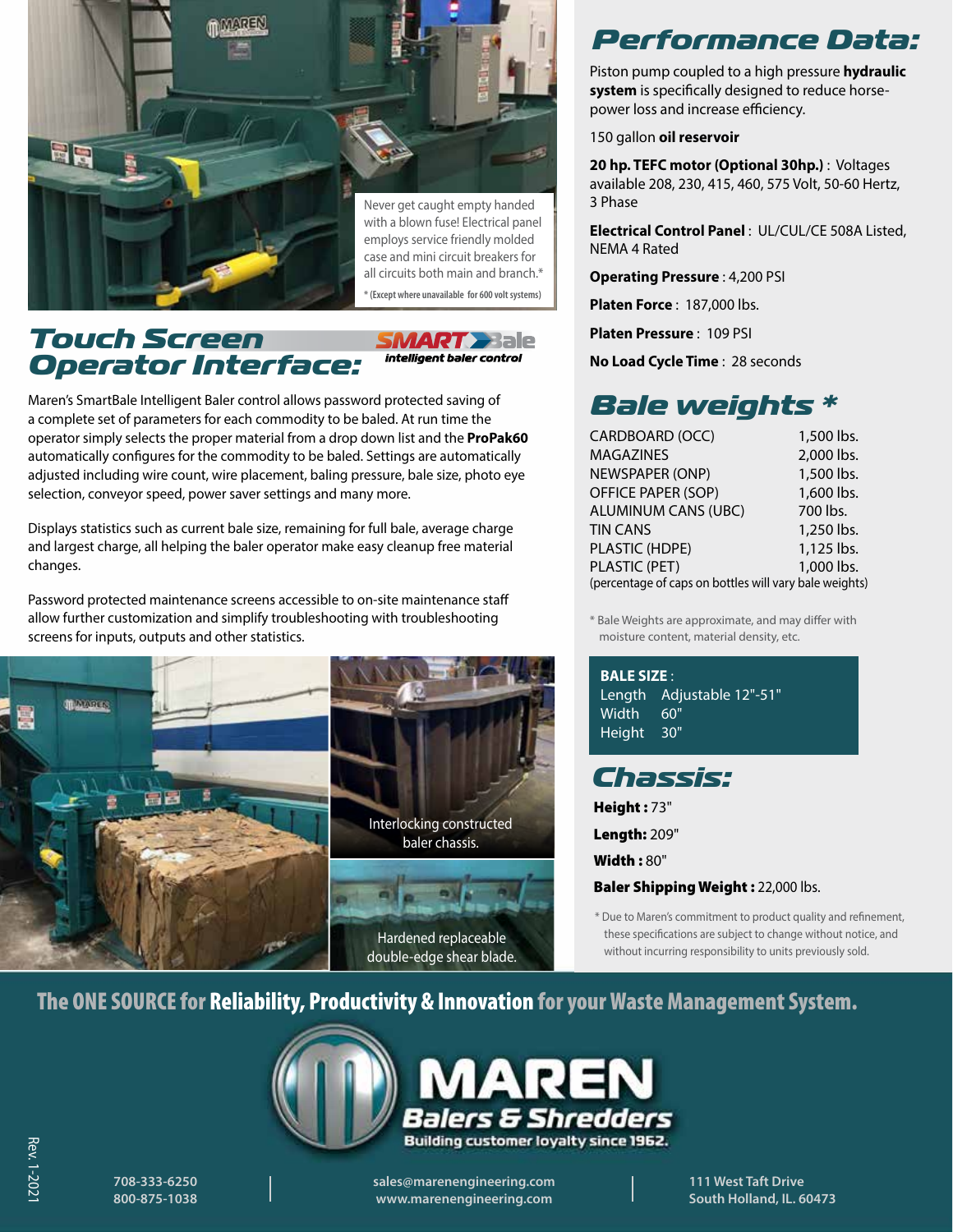Never get caught empty handed with a blown fuse! Electrical panel employs service friendly molded case and mini circuit breakers for all circuits both main and branch.*

* (Except where unavailable for 600 volt systems)

## Touch Screen Operator Interface:

SMARTBale intelligent baler control

Maren's SmartBale Intelligent Baler control allows password protected saving of a complete set of parameters for each commodity to be baled. At run time the operator simply selects the proper material from a drop down list and the **ProPak60** automatically configures for the commodity to be baled. Settings are automatically adjusted including wire count, wire placement, baling pressure, bale size, photo eye selection, conveyor speed, power saver settings and many more.

Displays statistics such as current bale size, remaining for full bale, average charge and largest charge, all helping the baler operator make easy cleanup free material changes.

Password protected maintenance screens accessible to on-site maintenance staff allow further customization and simplify troubleshooting with troubleshooting screens for inputs, outputs and other statistics.

Interlocking constructed baler chassis.

Hardened replaceable double-edge shear blade.

## Performance Data:

Piston pump coupled to a high pressure **hydraulic system** is specifically designed to reduce horse-power loss and increase efficiency.

150 gallon **oil reservoir**

**20 hp. TEFC motor (Optional 30hp.)** : Voltages available 208, 230, 415, 460, 575 Volt, 50-60 Hertz, 3 Phase

**Electrical Control Panel** : UL/CUL/CE 508A Listed, NEMA 4 Rated

**Operating Pressure** : 4,200 PSI

**Platen Force** : 187,000 lbs.

**Platen Pressure** : 109 PSI

**No Load Cycle Time** : 28 seconds

## Bale weights *

| | |
|---|---|
| CARDBOARD (OCC) | 1,500 lbs. |
| MAGAZINES | 2,000 lbs. |
| NEWSPAPER (ONP) | 1,500 lbs. |
| OFFICE PAPER (SOP) | 1,600 lbs. |
| ALUMINUM CANS (UBC) | 700 lbs. |
| TIN CANS | 1,250 lbs. |
| PLASTIC (HDPE) | 1,125 lbs. |
| PLASTIC (PET) | 1,000 lbs. |

(percentage of caps on bottles will vary bale weights)

* Bale Weights are approximate, and may differ with moisture content, material density, etc.

**BALE SIZE** :

| | |
|---|---|
| Length | Adjustable 12"-51" |
| Width | 60" |
| Height | 30" |

## Chassis:

**Height :** 73"

**Length:** 209"

**Width :** 80"

**Baler Shipping Weight :** 22,000 lbs.

* Due to Maren's commitment to product quality and refinement, these specifications are subject to change without notice, and without incurring responsibility to units previously sold.

**The ONE SOURCE for Reliability, Productivity & Innovation for your Waste Management System.**

MAREN Balers & Shredders
Building customer loyalty since 1962.

Rev. 1-2021

708-333-6250
800-875-1038

sales@marenengineering.com
www.marenengineering.com

111 West Taft Drive
South Holland, IL. 60473